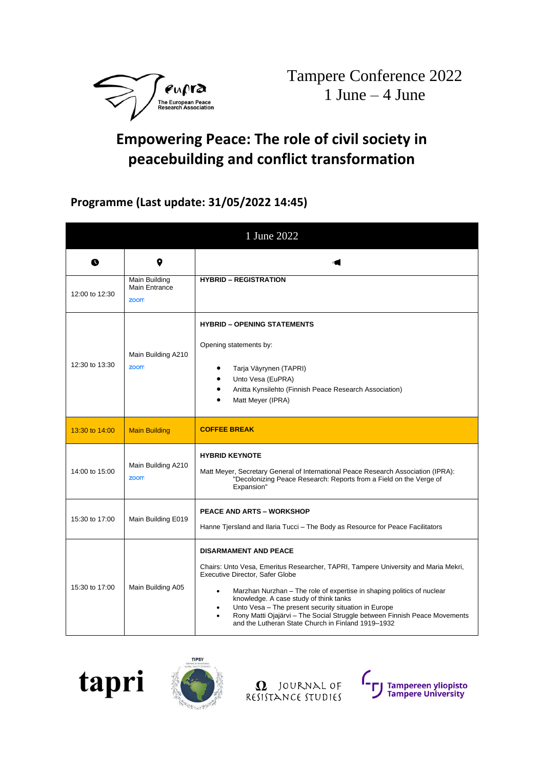Tampere Conference 2022
1 June – 4 June

# Empowering Peace: The role of civil society in peacebuilding and conflict transformation

## Programme (Last update: 31/05/2022 14:45)

| 1 June 2022 | | |
|---|---|---|
| | | |
| 12:00 to 12:30 | Main Building Main Entrance zoom | **HYBRID – REGISTRATION** |
| 12:30 to 13:30 | Main Building A210 zoom | **HYBRID – OPENING STATEMENTS**<br><br>Opening statements by:<br>• Tarja Väyrynen (TAPRI)<br>• Unto Vesa (EuPRA)<br>• Anitta Kynsilehto (Finnish Peace Research Association)<br>• Matt Meyer (IPRA) |
| 13:30 to 14:00 | Main Building | **COFFEE BREAK** |
| 14:00 to 15:00 | Main Building A210 zoom | **HYBRID KEYNOTE**<br><br>Matt Meyer, Secretary General of International Peace Research Association (IPRA): "Decolonizing Peace Research: Reports from a Field on the Verge of Expansion" |
| 15:30 to 17:00 | Main Building E019 | **PEACE AND ARTS – WORKSHOP**<br><br>Hanne Tjersland and Ilaria Tucci – The Body as Resource for Peace Facilitators |
| 15:30 to 17:00 | Main Building A05 | **DISARMAMENT AND PEACE**<br><br>Chairs: Unto Vesa, Emeritus Researcher, TAPRI, Tampere University and Maria Mekri, Executive Director, Safer Globe<br>• Marzhan Nurzhan – The role of expertise in shaping politics of nuclear knowledge. A case study of think tanks<br>• Unto Vesa – The present security situation in Europe<br>• Rony Matti Ojajärvi – The Social Struggle between Finnish Peace Movements and the Lutheran State Church in Finland 1919–1932 |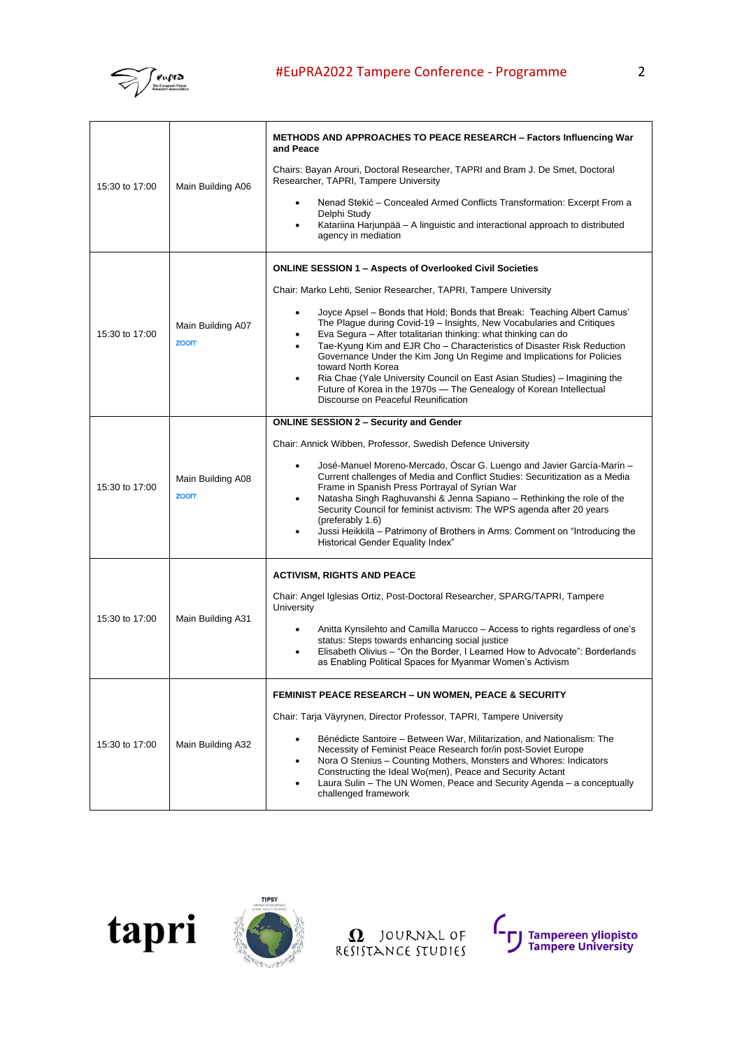| | | |
|---|---|---|
| 15:30 to 17:00 | Main Building A06 | **METHODS AND APPROACHES TO PEACE RESEARCH – Factors Influencing War and Peace**<br><br>Chairs: Bayan Arouri, Doctoral Researcher, TAPRI and Bram J. De Smet, Doctoral Researcher, TAPRI, Tampere University<br><br>• Nenad Stekić – Concealed Armed Conflicts Transformation: Excerpt From a Delphi Study<br>• Katariina Harjunpää – A linguistic and interactional approach to distributed agency in mediation |
| 15:30 to 17:00 | Main Building A07<br>zoom | **ONLINE SESSION 1 – Aspects of Overlooked Civil Societies**<br><br>Chair: Marko Lehti, Senior Researcher, TAPRI, Tampere University<br><br>• Joyce Apsel – Bonds that Hold; Bonds that Break: Teaching Albert Camus' The Plague during Covid-19 – Insights, New Vocabularies and Critiques<br>• Eva Segura – After totalitarian thinking: what thinking can do<br>• Tae-Kyung Kim and EJR Cho – Characteristics of Disaster Risk Reduction Governance Under the Kim Jong Un Regime and Implications for Policies toward North Korea<br>• Ria Chae (Yale University Council on East Asian Studies) – Imagining the Future of Korea in the 1970s — The Genealogy of Korean Intellectual Discourse on Peaceful Reunification |
| 15:30 to 17:00 | Main Building A08<br>zoom | **ONLINE SESSION 2 – Security and Gender**<br><br>Chair: Annick Wibben, Professor, Swedish Defence University<br><br>• José-Manuel Moreno-Mercado, Óscar G. Luengo and Javier García-Marín – Current challenges of Media and Conflict Studies: Securitization as a Media Frame in Spanish Press Portrayal of Syrian War<br>• Natasha Singh Raghuvanshi & Jenna Sapiano – Rethinking the role of the Security Council for feminist activism: The WPS agenda after 20 years (preferably 1.6)<br>• Jussi Heikkilä – Patrimony of Brothers in Arms: Comment on "Introducing the Historical Gender Equality Index" |
| 15:30 to 17:00 | Main Building A31 | **ACTIVISM, RIGHTS AND PEACE**<br><br>Chair: Angel Iglesias Ortiz, Post-Doctoral Researcher, SPARG/TAPRI, Tampere University<br><br>• Anitta Kynsilehto and Camilla Marucco – Access to rights regardless of one's status: Steps towards enhancing social justice<br>• Elisabeth Olivius – "On the Border, I Learned How to Advocate": Borderlands as Enabling Political Spaces for Myanmar Women's Activism |
| 15:30 to 17:00 | Main Building A32 | **FEMINIST PEACE RESEARCH – UN WOMEN, PEACE & SECURITY**<br><br>Chair: Tarja Väyrynen, Director Professor, TAPRI, Tampere University<br><br>• Bénédicte Santoire – Between War, Militarization, and Nationalism: The Necessity of Feminist Peace Research for/in post-Soviet Europe<br>• Nora O Stenius – Counting Mothers, Monsters and Whores: Indicators Constructing the Ideal Wo(men), Peace and Security Actant<br>• Laura Sulin – The UN Women, Peace and Security Agenda – a conceptually challenged framework |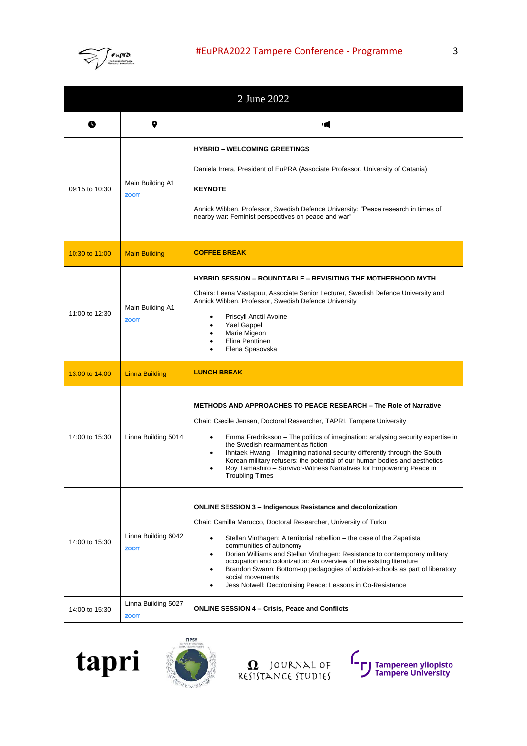| 2 June 2022 | | |
|---|---|---|
| 🕐 | 📍 | 📢 |
| 09:15 to 10:30 | Main Building A1 zoom | **HYBRID – WELCOMING GREETINGS**<br><br>Daniela Irrera, President of EuPRA (Associate Professor, University of Catania)<br><br>**KEYNOTE**<br><br>Annick Wibben, Professor, Swedish Defence University: "Peace research in times of nearby war: Feminist perspectives on peace and war" |
| 10:30 to 11:00 | Main Building | **COFFEE BREAK** |
| 11:00 to 12:30 | Main Building A1 zoom | **HYBRID SESSION – ROUNDTABLE – REVISITING THE MOTHERHOOD MYTH**<br><br>Chairs: Leena Vastapuu, Associate Senior Lecturer, Swedish Defence University and Annick Wibben, Professor, Swedish Defence University<br><br>• Priscyll Anctil Avoine<br>• Yael Gappel<br>• Marie Migeon<br>• Elina Penttinen<br>• Elena Spasovska |
| 13:00 to 14:00 | Linna Building | **LUNCH BREAK** |
| 14:00 to 15:30 | Linna Building 5014 | **METHODS AND APPROACHES TO PEACE RESEARCH – The Role of Narrative**<br><br>Chair: Cæcile Jensen, Doctoral Researcher, TAPRI, Tampere University<br><br>• Emma Fredriksson – The politics of imagination: analysing security expertise in the Swedish rearmament as fiction<br>• Ihntaek Hwang – Imagining national security differently through the South Korean military refusers: the potential of our human bodies and aesthetics<br>• Roy Tamashiro – Survivor-Witness Narratives for Empowering Peace in Troubling Times |
| 14:00 to 15:30 | Linna Building 6042 zoom | **ONLINE SESSION 3 – Indigenous Resistance and decolonization**<br><br>Chair: Camilla Marucco, Doctoral Researcher, University of Turku<br><br>• Stellan Vinthagen: A territorial rebellion – the case of the Zapatista communities of autonomy<br>• Dorian Williams and Stellan Vinthagen: Resistance to contemporary military occupation and colonization: An overview of the existing literature<br>• Brandon Swann: Bottom-up pedagogies of activist-schools as part of liberatory social movements<br>• Jess Notwell: Decolonising Peace: Lessons in Co-Resistance |
| 14:00 to 15:30 | Linna Building 5027 zoom | **ONLINE SESSION 4 – Crisis, Peace and Conflicts** |

tapri | TIPSY | Ω JOURNAL OF RESISTANCE STUDIES | Tampereen yliopisto Tampere University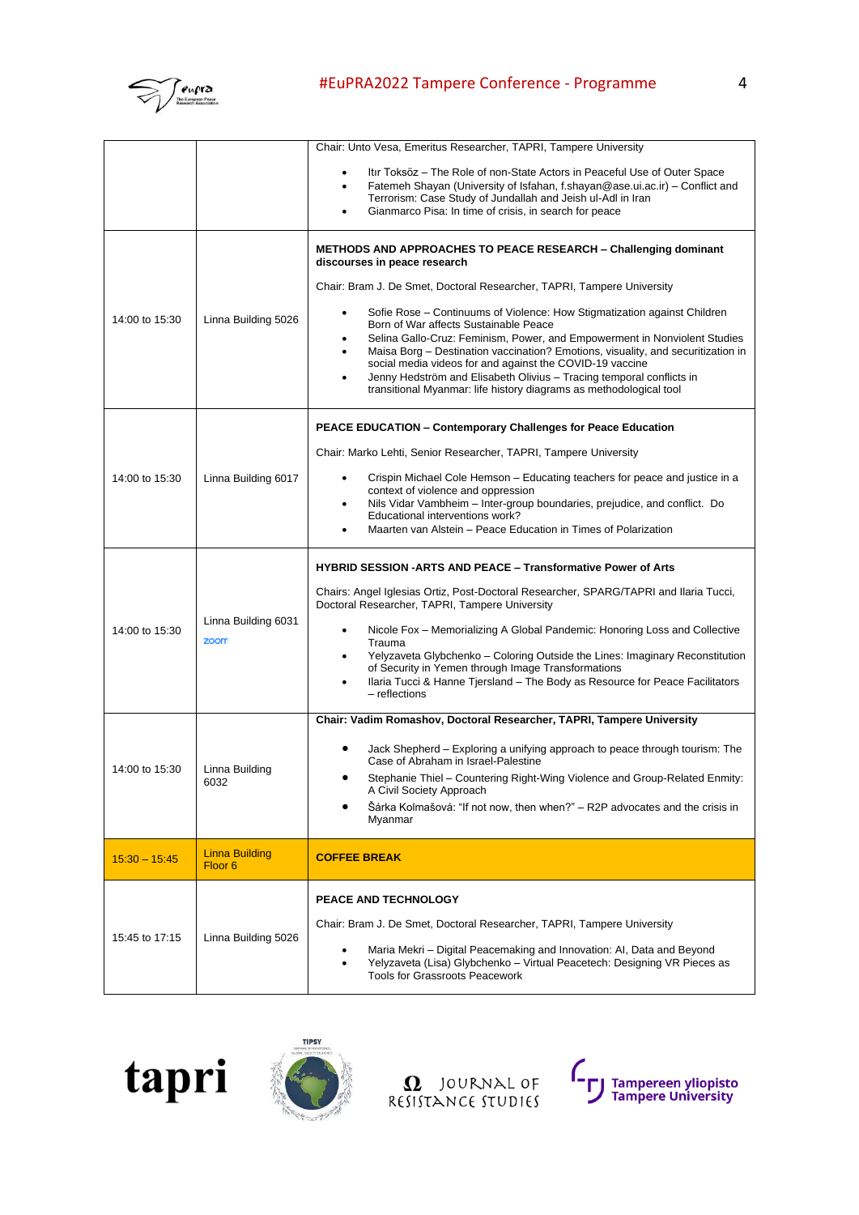| | | |
|---|---|---|
| | | Chair: Unto Vesa, Emeritus Researcher, TAPRI, Tampere University<br>• Itır Toksöz – The Role of non-State Actors in Peaceful Use of Outer Space<br>• Fatemeh Shayan (University of Isfahan, f.shayan@ase.ui.ac.ir) – Conflict and Terrorism: Case Study of Jundallah and Jeish ul-Adl in Iran<br>• Gianmarco Pisa: In time of crisis, in search for peace |
| 14:00 to 15:30 | Linna Building 5026 | **METHODS AND APPROACHES TO PEACE RESEARCH – Challenging dominant discourses in peace research**<br>Chair: Bram J. De Smet, Doctoral Researcher, TAPRI, Tampere University<br>• Sofie Rose – Continuums of Violence: How Stigmatization against Children Born of War affects Sustainable Peace<br>• Selina Gallo-Cruz: Feminism, Power, and Empowerment in Nonviolent Studies<br>• Maisa Borg – Destination vaccination? Emotions, visuality, and securitization in social media videos for and against the COVID-19 vaccine<br>• Jenny Hedström and Elisabeth Olivius – Tracing temporal conflicts in transitional Myanmar: life history diagrams as methodological tool |
| 14:00 to 15:30 | Linna Building 6017 | **PEACE EDUCATION – Contemporary Challenges for Peace Education**<br>Chair: Marko Lehti, Senior Researcher, TAPRI, Tampere University<br>• Crispin Michael Cole Hemson – Educating teachers for peace and justice in a context of violence and oppression<br>• Nils Vidar Vambheim – Inter-group boundaries, prejudice, and conflict. Do Educational interventions work?<br>• Maarten van Alstein – Peace Education in Times of Polarization |
| 14:00 to 15:30 | Linna Building 6031<br>zoom | **HYBRID SESSION -ARTS AND PEACE – Transformative Power of Arts**<br>Chairs: Angel Iglesias Ortiz, Post-Doctoral Researcher, SPARG/TAPRI and Ilaria Tucci, Doctoral Researcher, TAPRI, Tampere University<br>• Nicole Fox – Memorializing A Global Pandemic: Honoring Loss and Collective Trauma<br>• Yelyzaveta Glybchenko – Coloring Outside the Lines: Imaginary Reconstitution of Security in Yemen through Image Transformations<br>• Ilaria Tucci & Hanne Tjersland – The Body as Resource for Peace Facilitators – reflections |
| 14:00 to 15:30 | Linna Building 6032 | **Chair: Vadim Romashov, Doctoral Researcher, TAPRI, Tampere University**<br>• Jack Shepherd – Exploring a unifying approach to peace through tourism: The Case of Abraham in Israel-Palestine<br>• Stephanie Thiel – Countering Right-Wing Violence and Group-Related Enmity: A Civil Society Approach<br>• Šárka Kolmašová: "If not now, then when?" – R2P advocates and the crisis in Myanmar |
| 15:30 – 15:45 | Linna Building Floor 6 | **COFFEE BREAK** |
| 15:45 to 17:15 | Linna Building 5026 | **PEACE AND TECHNOLOGY**<br>Chair: Bram J. De Smet, Doctoral Researcher, TAPRI, Tampere University<br>• Maria Mekri – Digital Peacemaking and Innovation: AI, Data and Beyond<br>• Yelyzaveta (Lisa) Glybchenko – Virtual Peacetech: Designing VR Pieces as Tools for Grassroots Peacework |

tapri  TIPSY  Ω JOURNAL OF RESISTANCE STUDIES  Tampereen yliopisto Tampere University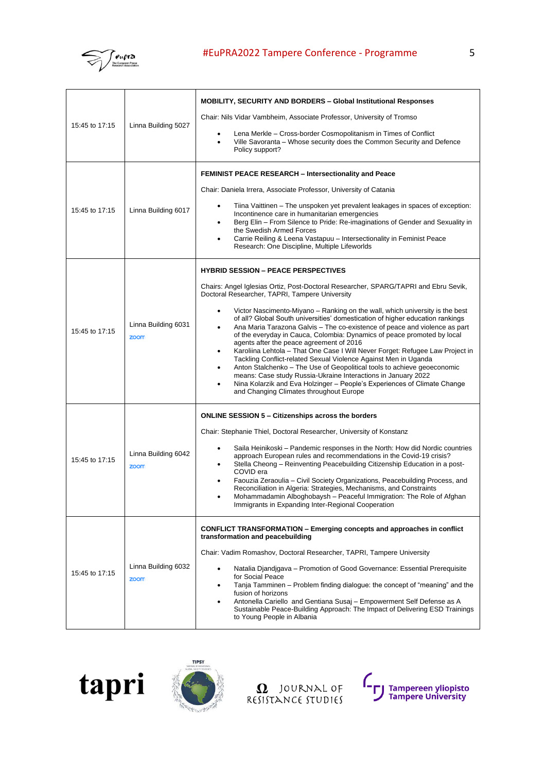| | | |
|---|---|---|
| 15:45 to 17:15 | Linna Building 5027 | **MOBILITY, SECURITY AND BORDERS – Global Institutional Responses**<br><br>Chair: Nils Vidar Vambheim, Associate Professor, University of Tromso<br><br>• Lena Merkle – Cross-border Cosmopolitanism in Times of Conflict<br>• Ville Savoranta – Whose security does the Common Security and Defence Policy support? |
| 15:45 to 17:15 | Linna Building 6017 | **FEMINIST PEACE RESEARCH – Intersectionality and Peace**<br><br>Chair: Daniela Irrera, Associate Professor, University of Catania<br><br>• Tiina Vaittinen – The unspoken yet prevalent leakages in spaces of exception: Incontinence care in humanitarian emergencies<br>• Berg Elin – From Silence to Pride: Re-imaginations of Gender and Sexuality in the Swedish Armed Forces<br>• Carrie Reiling & Leena Vastapuu – Intersectionality in Feminist Peace Research: One Discipline, Multiple Lifeworlds |
| 15:45 to 17:15 | Linna Building 6031<br>zoom | **HYBRID SESSION – PEACE PERSPECTIVES**<br><br>Chairs: Angel Iglesias Ortiz, Post-Doctoral Researcher, SPARG/TAPRI and Ebru Sevik, Doctoral Researcher, TAPRI, Tampere University<br><br>• Victor Nascimento-Miyano – Ranking on the wall, which university is the best of all? Global South universities' domestication of higher education rankings<br>• Ana Maria Tarazona Galvis – The co-existence of peace and violence as part of the everyday in Cauca, Colombia: Dynamics of peace promoted by local agents after the peace agreement of 2016<br>• Karoliina Lehtola – That One Case I Will Never Forget: Refugee Law Project in Tackling Conflict-related Sexual Violence Against Men in Uganda<br>• Anton Stalchenko – The Use of Geopolitical tools to achieve geoeconomic means: Case study Russia-Ukraine Interactions in January 2022<br>• Nina Kolarzik and Eva Holzinger – People's Experiences of Climate Change and Changing Climates throughout Europe |
| 15:45 to 17:15 | Linna Building 6042<br>zoom | **ONLINE SESSION 5 – Citizenships across the borders**<br><br>Chair: Stephanie Thiel, Doctoral Researcher, University of Konstanz<br><br>• Saila Heinikoski – Pandemic responses in the North: How did Nordic countries approach European rules and recommendations in the Covid-19 crisis?<br>• Stella Cheong – Reinventing Peacebuilding Citizenship Education in a post-COVID era<br>• Faouzia Zeraoulia – Civil Society Organizations, Peacebuilding Process, and Reconciliation in Algeria: Strategies, Mechanisms, and Constraints<br>• Mohammadamin Alboghobaysh – Peaceful Immigration: The Role of Afghan Immigrants in Expanding Inter-Regional Cooperation |
| 15:45 to 17:15 | Linna Building 6032<br>zoom | **CONFLICT TRANSFORMATION – Emerging concepts and approaches in conflict transformation and peacebuilding**<br><br>Chair: Vadim Romashov, Doctoral Researcher, TAPRI, Tampere University<br><br>• Natalia Djandjgava – Promotion of Good Governance: Essential Prerequisite for Social Peace<br>• Tanja Tamminen – Problem finding dialogue: the concept of "meaning" and the fusion of horizons<br>• Antonella Cariello and Gentiana Susaj – Empowerment Self Defense as A Sustainable Peace-Building Approach: The Impact of Delivering ESD Trainings to Young People in Albania |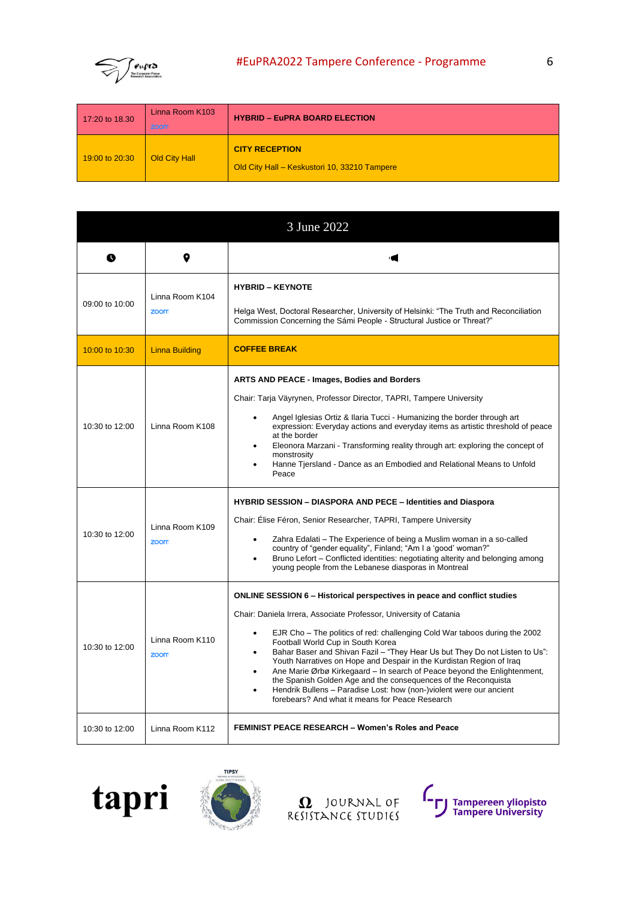| | | |
|---|---|---|
| 17:20 to 18.30 | Linna Room K103 zoom | **HYBRID – EuPRA BOARD ELECTION** |
| 19:00 to 20:30 | Old City Hall | **CITY RECEPTION**<br><br>Old City Hall – Keskustori 10, 33210 Tampere |

| 3 June 2022 | | |
|---|---|---|
| | | |
| 09:00 to 10:00 | Linna Room K104 zoom | **HYBRID – KEYNOTE**<br><br>Helga West, Doctoral Researcher, University of Helsinki: "The Truth and Reconciliation Commission Concerning the Sámi People - Structural Justice or Threat?" |
| 10:00 to 10:30 | Linna Building | **COFFEE BREAK** |
| 10:30 to 12:00 | Linna Room K108 | **ARTS AND PEACE - Images, Bodies and Borders**<br><br>Chair: Tarja Väyrynen, Professor Director, TAPRI, Tampere University<br><br>• Angel Iglesias Ortiz & Ilaria Tucci - Humanizing the border through art expression: Everyday actions and everyday items as artistic threshold of peace at the border<br>• Eleonora Marzani - Transforming reality through art: exploring the concept of monstrosity<br>• Hanne Tjersland - Dance as an Embodied and Relational Means to Unfold Peace |
| 10:30 to 12:00 | Linna Room K109 zoom | **HYBRID SESSION – DIASPORA AND PECE – Identities and Diaspora**<br><br>Chair: Élise Féron, Senior Researcher, TAPRI, Tampere University<br><br>• Zahra Edalati – The Experience of being a Muslim woman in a so-called country of "gender equality", Finland; "Am I a 'good' woman?"<br>• Bruno Lefort – Conflicted identities: negotiating alterity and belonging among young people from the Lebanese diasporas in Montreal |
| 10:30 to 12:00 | Linna Room K110 zoom | **ONLINE SESSION 6 – Historical perspectives in peace and conflict studies**<br><br>Chair: Daniela Irrera, Associate Professor, University of Catania<br><br>• EJR Cho – The politics of red: challenging Cold War taboos during the 2002 Football World Cup in South Korea<br>• Bahar Baser and Shivan Fazil – "They Hear Us but They Do not Listen to Us": Youth Narratives on Hope and Despair in the Kurdistan Region of Iraq<br>• Ane Marie Ørbø Kirkegaard – In search of Peace beyond the Enlightenment, the Spanish Golden Age and the consequences of the Reconquista<br>• Hendrik Bullens – Paradise Lost: how (non-)violent were our ancient forebears? And what it means for Peace Research |
| 10:30 to 12:00 | Linna Room K112 | **FEMINIST PEACE RESEARCH – Women's Roles and Peace** |

tapri TIPSY JOURNAL OF RESISTANCE STUDIES Tampereen yliopisto Tampere University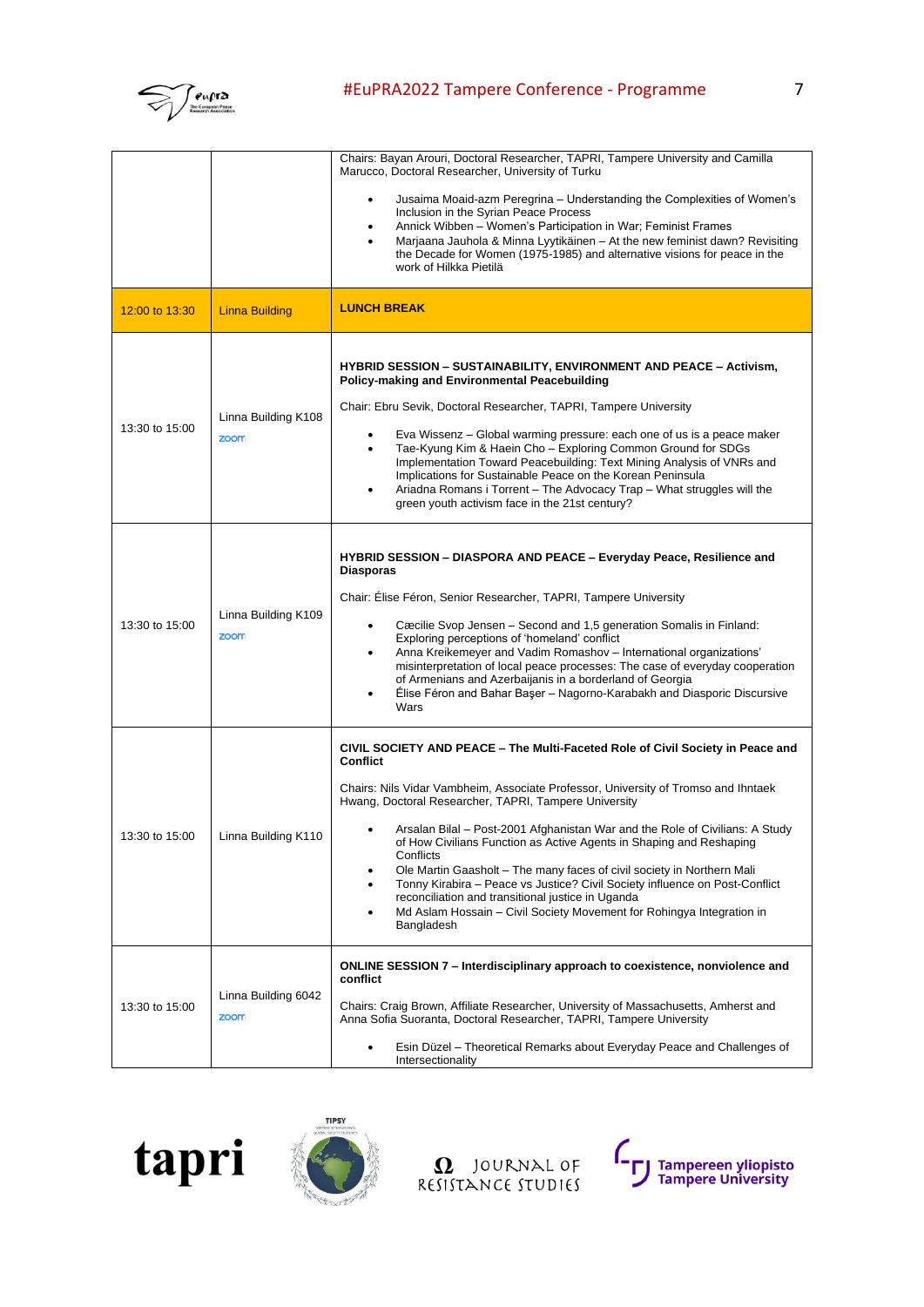| | | |
|---|---|---|
| | | Chairs: Bayan Arouri, Doctoral Researcher, TAPRI, Tampere University and Camilla Marucco, Doctoral Researcher, University of Turku<br><br>• Jusaima Moaid-azm Peregrina – Understanding the Complexities of Women's Inclusion in the Syrian Peace Process<br>• Annick Wibben – Women's Participation in War; Feminist Frames<br>• Marjaana Jauhola & Minna Lyytikäinen – At the new feminist dawn? Revisiting the Decade for Women (1975-1985) and alternative visions for peace in the work of Hilkka Pietilä |
| 12:00 to 13:30 | Linna Building | **LUNCH BREAK** |
| 13:30 to 15:00 | Linna Building K108<br>zoom | **HYBRID SESSION – SUSTAINABILITY, ENVIRONMENT AND PEACE – Activism, Policy-making and Environmental Peacebuilding**<br><br>Chair: Ebru Sevik, Doctoral Researcher, TAPRI, Tampere University<br><br>• Eva Wissenz – Global warming pressure: each one of us is a peace maker<br>• Tae-Kyung Kim & Haein Cho – Exploring Common Ground for SDGs Implementation Toward Peacebuilding: Text Mining Analysis of VNRs and Implications for Sustainable Peace on the Korean Peninsula<br>• Ariadna Romans i Torrent – The Advocacy Trap – What struggles will the green youth activism face in the 21st century? |
| 13:30 to 15:00 | Linna Building K109<br>zoom | **HYBRID SESSION – DIASPORA AND PEACE – Everyday Peace, Resilience and Diasporas**<br><br>Chair: Élise Féron, Senior Researcher, TAPRI, Tampere University<br><br>• Cæcilie Svop Jensen – Second and 1,5 generation Somalis in Finland: Exploring perceptions of 'homeland' conflict<br>• Anna Kreikemeyer and Vadim Romashov – International organizations' misinterpretation of local peace processes: The case of everyday cooperation of Armenians and Azerbaijanis in a borderland of Georgia<br>• Élise Féron and Bahar Başer – Nagorno-Karabakh and Diasporic Discursive Wars |
| 13:30 to 15:00 | Linna Building K110 | **CIVIL SOCIETY AND PEACE – The Multi-Faceted Role of Civil Society in Peace and Conflict**<br><br>Chairs: Nils Vidar Vambheim, Associate Professor, University of Tromso and Ihntaek Hwang, Doctoral Researcher, TAPRI, Tampere University<br><br>• Arsalan Bilal – Post-2001 Afghanistan War and the Role of Civilians: A Study of How Civilians Function as Active Agents in Shaping and Reshaping Conflicts<br>• Ole Martin Gaasholt – The many faces of civil society in Northern Mali<br>• Tonny Kirabira – Peace vs Justice? Civil Society influence on Post-Conflict reconciliation and transitional justice in Uganda<br>• Md Aslam Hossain – Civil Society Movement for Rohingya Integration in Bangladesh |
| 13:30 to 15:00 | Linna Building 6042<br>zoom | **ONLINE SESSION 7 – Interdisciplinary approach to coexistence, nonviolence and conflict**<br><br>Chairs: Craig Brown, Affiliate Researcher, University of Massachusetts, Amherst and Anna Sofia Suoranta, Doctoral Researcher, TAPRI, Tampere University<br><br>• Esin Düzel – Theoretical Remarks about Everyday Peace and Challenges of Intersectionality |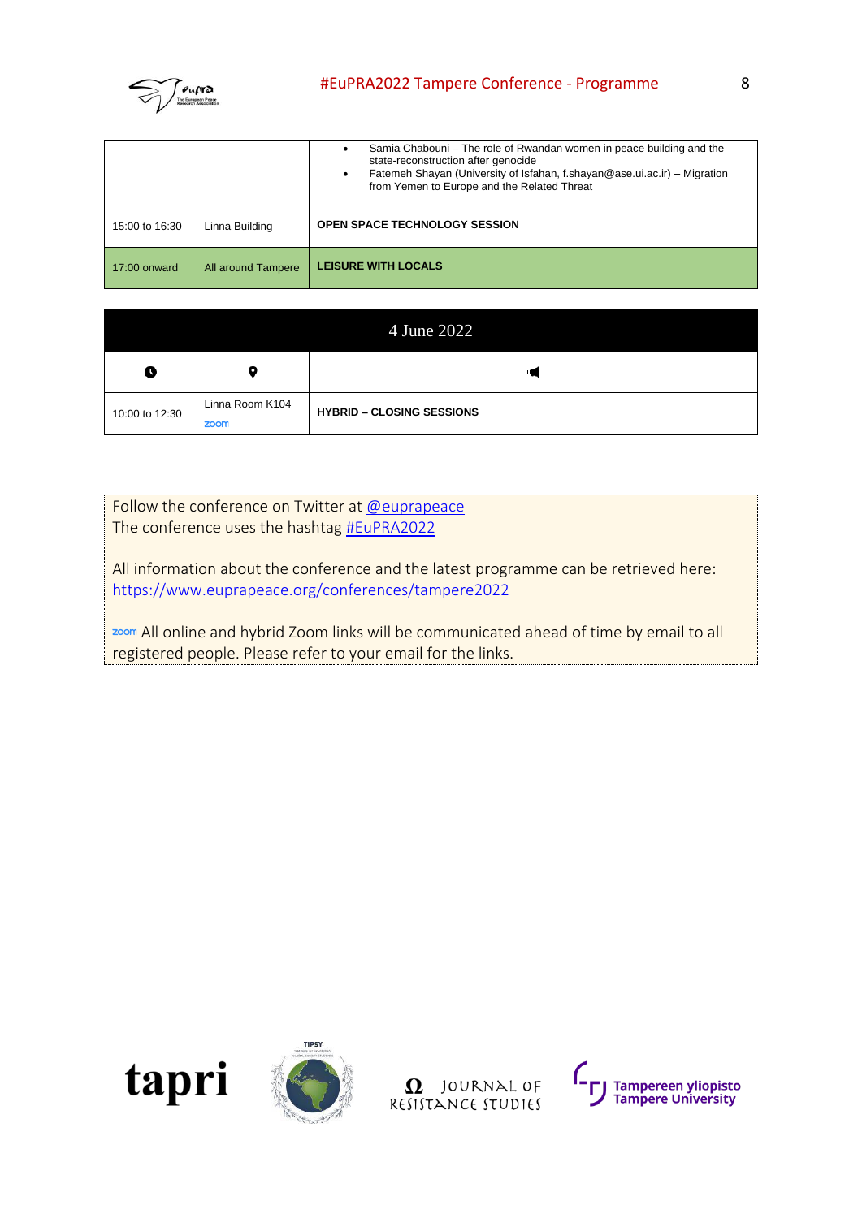| | | |
|---|---|---|
| | | • Samia Chabouni – The role of Rwandan women in peace building and the state-reconstruction after genocide<br>• Fatemeh Shayan (University of Isfahan, f.shayan@ase.ui.ac.ir) – Migration from Yemen to Europe and the Related Threat |
| 15:00 to 16:30 | Linna Building | **OPEN SPACE TECHNOLOGY SESSION** |
| 17:00 onward | All around Tampere | **LEISURE WITH LOCALS** |

| 4 June 2022 | | |
|---|---|---|
| | | |
| 10:00 to 12:30 | Linna Room K104<br>zoom | **HYBRID – CLOSING SESSIONS** |

Follow the conference on Twitter at @euprapeace
The conference uses the hashtag #EuPRA2022

All information about the conference and the latest programme can be retrieved here:
https://www.euprapeace.org/conferences/tampere2022

zoom All online and hybrid Zoom links will be communicated ahead of time by email to all registered people. Please refer to your email for the links.

tapri | TIPSY | JOURNAL OF RESISTANCE STUDIES | Tampereen yliopisto Tampere University